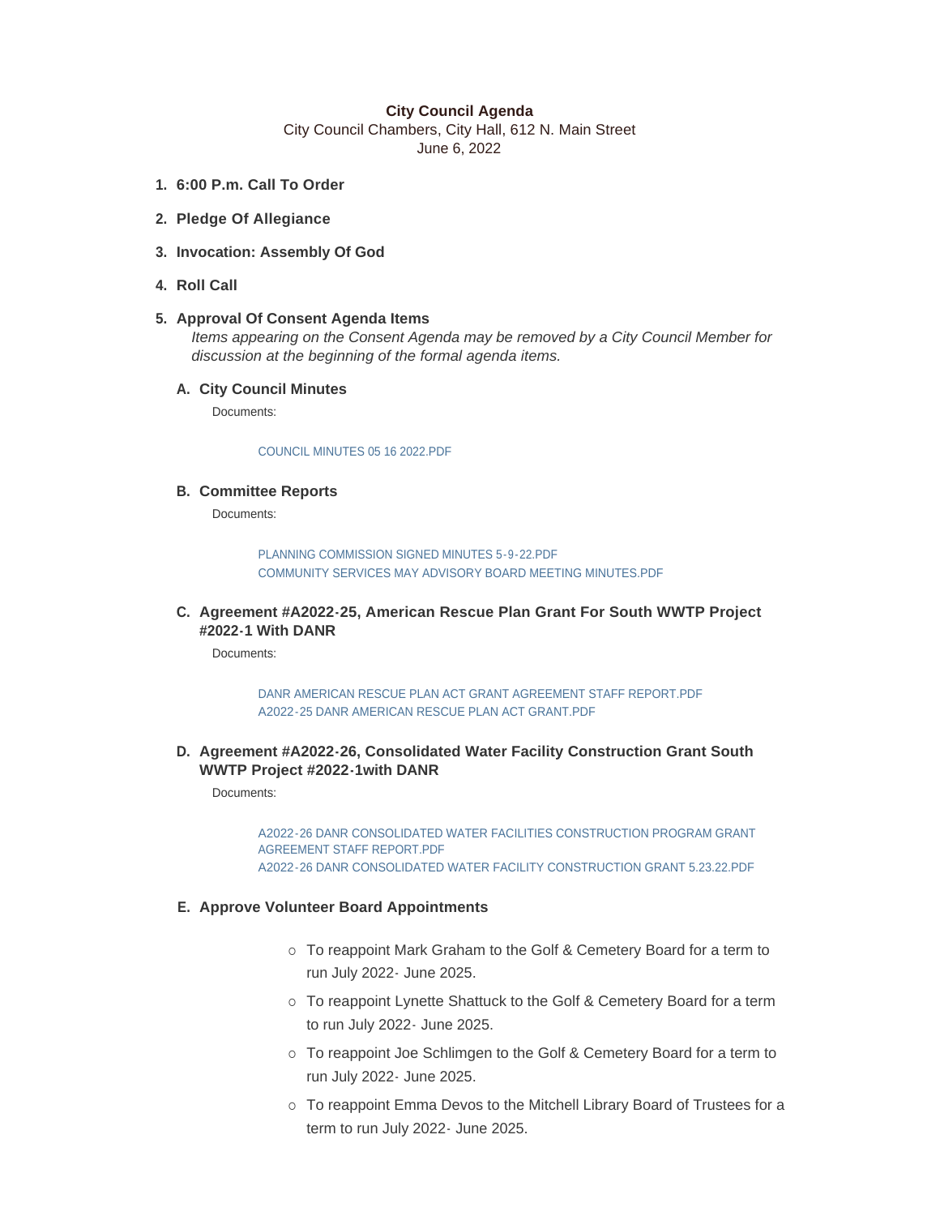**City Council Agenda**

City Council Chambers, City Hall, 612 N. Main Street

June 6, 2022

1. **6:00 P.m. Call To Order**
2. **Pledge Of Allegiance**
3. **Invocation: Assembly Of God**
4. **Roll Call**
5. **Approval Of Consent Agenda Items**

   *Items appearing on the Consent Agenda may be removed by a City Council Member for discussion at the beginning of the formal agenda items.*

   A. **City Council Minutes**

      Documents:

      COUNCIL MINUTES 05 16 2022.PDF

   B. **Committee Reports**

      Documents:

      PLANNING COMMISSION SIGNED MINUTES 5-9-22.PDF
      COMMUNITY SERVICES MAY ADVISORY BOARD MEETING MINUTES.PDF

   C. **Agreement #A2022-25, American Rescue Plan Grant For South WWTP Project #2022-1 With DANR**

      Documents:

      DANR AMERICAN RESCUE PLAN ACT GRANT AGREEMENT STAFF REPORT.PDF
      A2022-25 DANR AMERICAN RESCUE PLAN ACT GRANT.PDF

   D. **Agreement #A2022-26, Consolidated Water Facility Construction Grant South WWTP Project #2022-1with DANR**

      Documents:

      A2022-26 DANR CONSOLIDATED WATER FACILITIES CONSTRUCTION PROGRAM GRANT AGREEMENT STAFF REPORT.PDF
      A2022-26 DANR CONSOLIDATED WATER FACILITY CONSTRUCTION GRANT 5.23.22.PDF

   E. **Approve Volunteer Board Appointments**

      - To reappoint Mark Graham to the Golf & Cemetery Board for a term to run July 2022- June 2025.
      - To reappoint Lynette Shattuck to the Golf & Cemetery Board for a term to run July 2022- June 2025.
      - To reappoint Joe Schlimgen to the Golf & Cemetery Board for a term to run July 2022- June 2025.
      - To reappoint Emma Devos to the Mitchell Library Board of Trustees for a term to run July 2022- June 2025.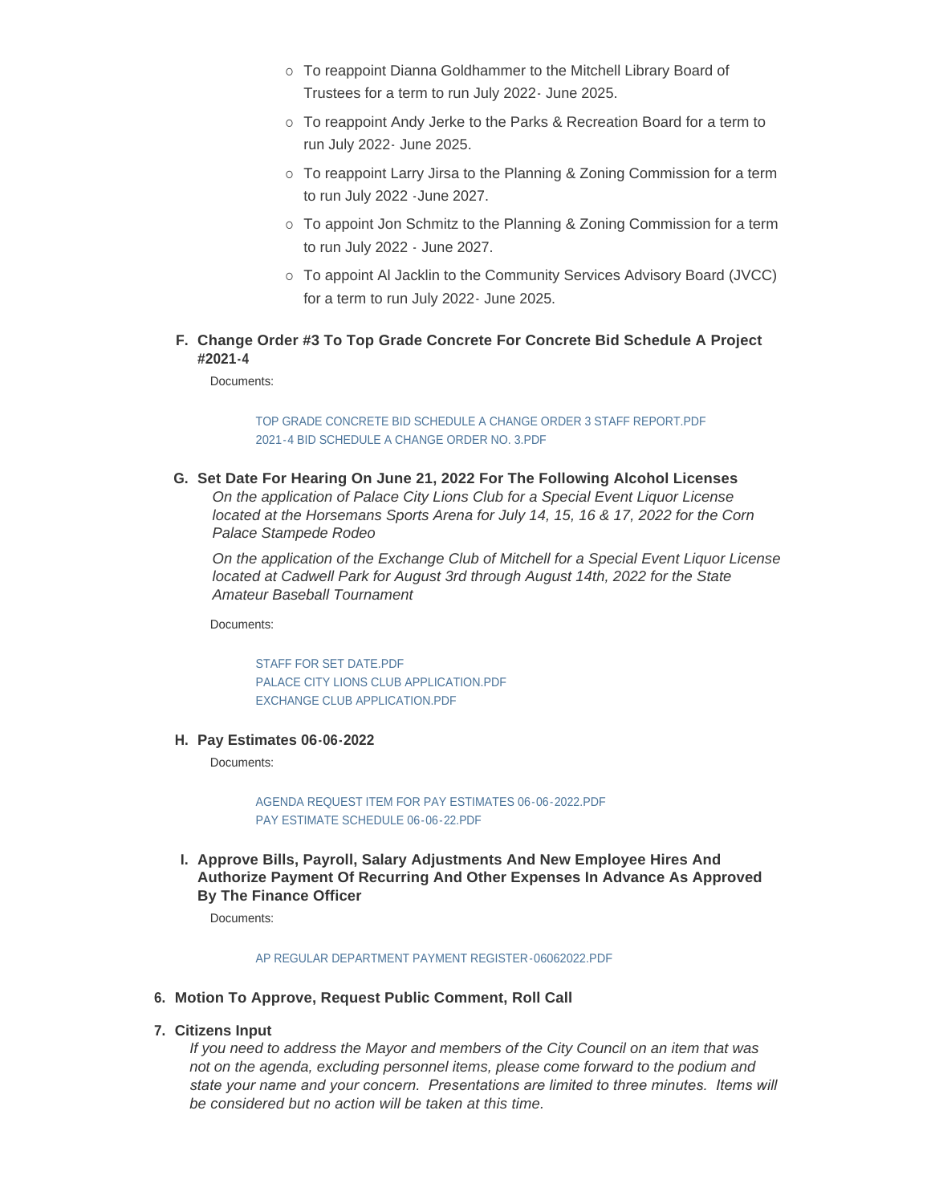- To reappoint Dianna Goldhammer to the Mitchell Library Board of Trustees for a term to run July 2022- June 2025.
- To reappoint Andy Jerke to the Parks & Recreation Board for a term to run July 2022- June 2025.
- To reappoint Larry Jirsa to the Planning & Zoning Commission for a term to run July 2022 -June 2027.
- To appoint Jon Schmitz to the Planning & Zoning Commission for a term to run July 2022 - June 2027.
- To appoint Al Jacklin to the Community Services Advisory Board (JVCC) for a term to run July 2022- June 2025.

**F. Change Order #3 To Top Grade Concrete For Concrete Bid Schedule A Project #2021-4**

Documents:

TOP GRADE CONCRETE BID SCHEDULE A CHANGE ORDER 3 STAFF REPORT.PDF
2021-4 BID SCHEDULE A CHANGE ORDER NO. 3.PDF

**G. Set Date For Hearing On June 21, 2022 For The Following Alcohol Licenses**

*On the application of Palace City Lions Club for a Special Event Liquor License located at the Horsemans Sports Arena for July 14, 15, 16 & 17, 2022 for the Corn Palace Stampede Rodeo*

*On the application of the Exchange Club of Mitchell for a Special Event Liquor License located at Cadwell Park for August 3rd through August 14th, 2022 for the State Amateur Baseball Tournament*

Documents:

STAFF FOR SET DATE.PDF
PALACE CITY LIONS CLUB APPLICATION.PDF
EXCHANGE CLUB APPLICATION.PDF

**H. Pay Estimates 06-06-2022**

Documents:

AGENDA REQUEST ITEM FOR PAY ESTIMATES 06-06-2022.PDF
PAY ESTIMATE SCHEDULE 06-06-22.PDF

**I. Approve Bills, Payroll, Salary Adjustments And New Employee Hires And Authorize Payment Of Recurring And Other Expenses In Advance As Approved By The Finance Officer**

Documents:

AP REGULAR DEPARTMENT PAYMENT REGISTER-06062022.PDF

**6. Motion To Approve, Request Public Comment, Roll Call**

**7. Citizens Input**

*If you need to address the Mayor and members of the City Council on an item that was not on the agenda, excluding personnel items, please come forward to the podium and state your name and your concern. Presentations are limited to three minutes. Items will be considered but no action will be taken at this time.*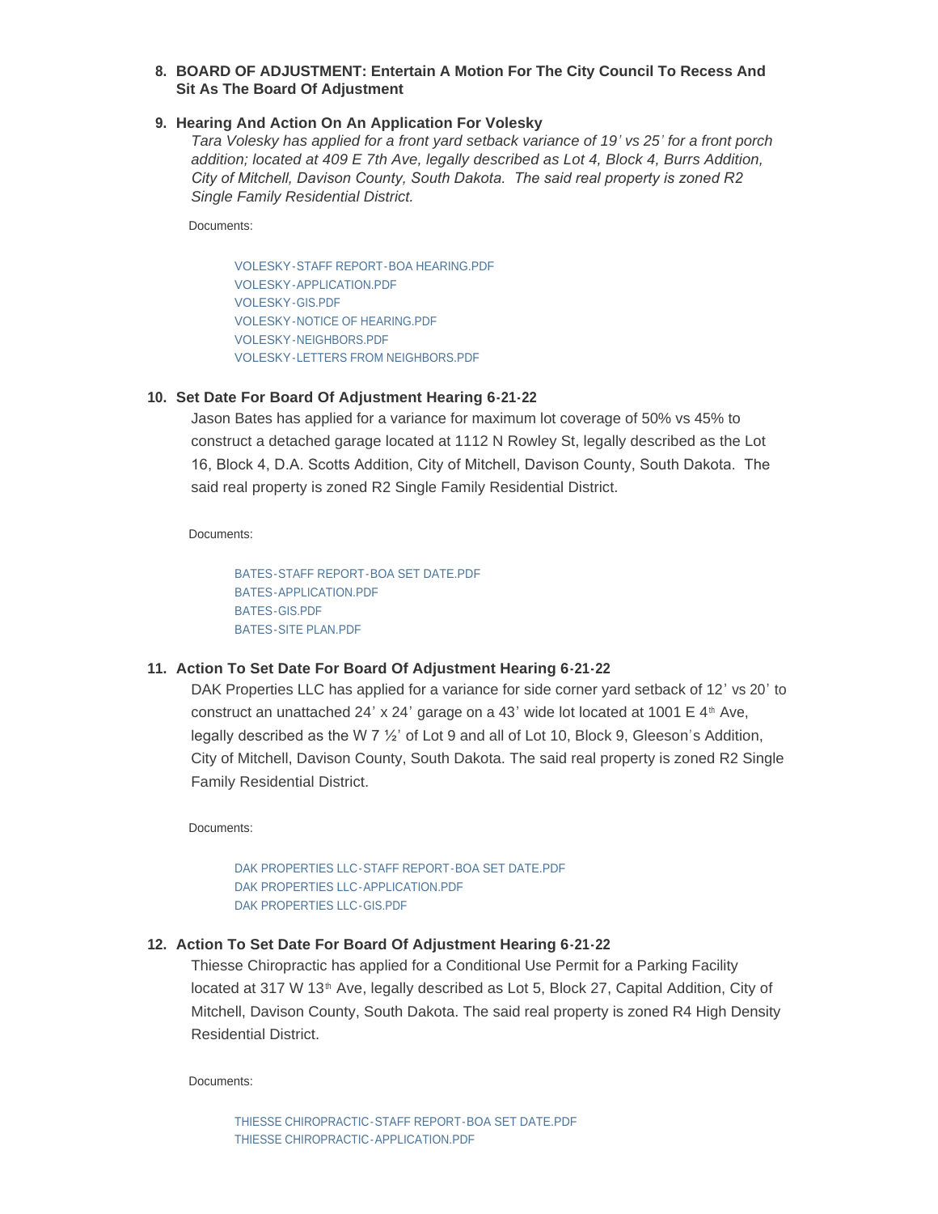8. **BOARD OF ADJUSTMENT: Entertain A Motion For The City Council To Recess And Sit As The Board Of Adjustment**

9. **Hearing And Action On An Application For Volesky**

   *Tara Volesky has applied for a front yard setback variance of 19' vs 25' for a front porch addition; located at 409 E 7th Ave, legally described as Lot 4, Block 4, Burrs Addition, City of Mitchell, Davison County, South Dakota. The said real property is zoned R2 Single Family Residential District.*

   Documents:

   - VOLESKY-STAFF REPORT-BOA HEARING.PDF
   - VOLESKY-APPLICATION.PDF
   - VOLESKY-GIS.PDF
   - VOLESKY-NOTICE OF HEARING.PDF
   - VOLESKY-NEIGHBORS.PDF
   - VOLESKY-LETTERS FROM NEIGHBORS.PDF

10. **Set Date For Board Of Adjustment Hearing 6-21-22**

    Jason Bates has applied for a variance for maximum lot coverage of 50% vs 45% to construct a detached garage located at 1112 N Rowley St, legally described as the Lot 16, Block 4, D.A. Scotts Addition, City of Mitchell, Davison County, South Dakota. The said real property is zoned R2 Single Family Residential District.

    Documents:

    - BATES-STAFF REPORT-BOA SET DATE.PDF
    - BATES-APPLICATION.PDF
    - BATES-GIS.PDF
    - BATES-SITE PLAN.PDF

11. **Action To Set Date For Board Of Adjustment Hearing 6-21-22**

    DAK Properties LLC has applied for a variance for side corner yard setback of 12' vs 20' to construct an unattached 24' x 24' garage on a 43' wide lot located at 1001 E 4th Ave, legally described as the W 7 ½' of Lot 9 and all of Lot 10, Block 9, Gleeson's Addition, City of Mitchell, Davison County, South Dakota. The said real property is zoned R2 Single Family Residential District.

    Documents:

    - DAK PROPERTIES LLC-STAFF REPORT-BOA SET DATE.PDF
    - DAK PROPERTIES LLC-APPLICATION.PDF
    - DAK PROPERTIES LLC-GIS.PDF

12. **Action To Set Date For Board Of Adjustment Hearing 6-21-22**

    Thiesse Chiropractic has applied for a Conditional Use Permit for a Parking Facility located at 317 W 13th Ave, legally described as Lot 5, Block 27, Capital Addition, City of Mitchell, Davison County, South Dakota. The said real property is zoned R4 High Density Residential District.

    Documents:

    - THIESSE CHIROPRACTIC-STAFF REPORT-BOA SET DATE.PDF
    - THIESSE CHIROPRACTIC-APPLICATION.PDF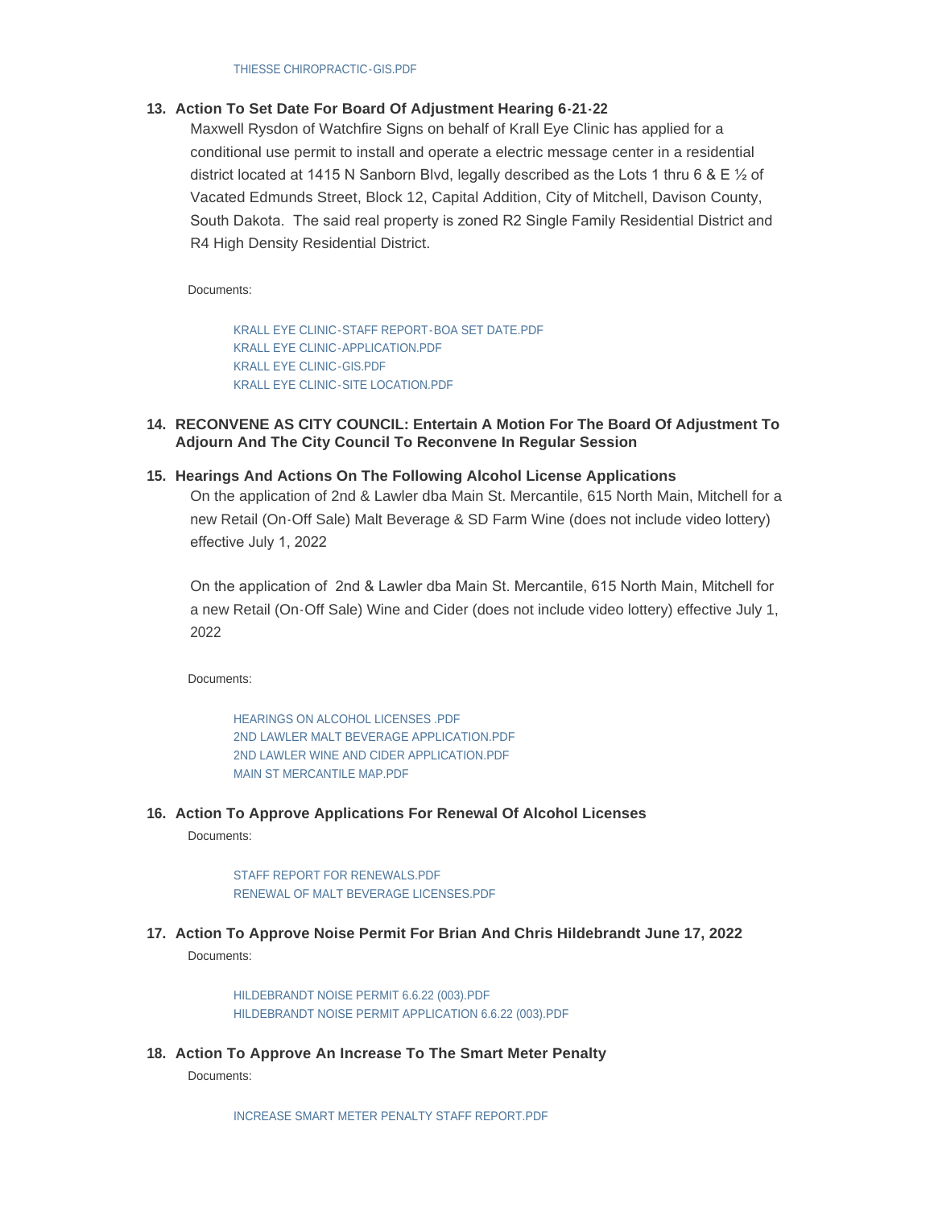THIESSE CHIROPRACTIC-GIS.PDF

### 13. Action To Set Date For Board Of Adjustment Hearing 6-21-22

Maxwell Rysdon of Watchfire Signs on behalf of Krall Eye Clinic has applied for a conditional use permit to install and operate a electric message center in a residential district located at 1415 N Sanborn Blvd, legally described as the Lots 1 thru 6 & E ½ of Vacated Edmunds Street, Block 12, Capital Addition, City of Mitchell, Davison County, South Dakota. The said real property is zoned R2 Single Family Residential District and R4 High Density Residential District.

Documents:

- KRALL EYE CLINIC-STAFF REPORT-BOA SET DATE.PDF
- KRALL EYE CLINIC-APPLICATION.PDF
- KRALL EYE CLINIC-GIS.PDF
- KRALL EYE CLINIC-SITE LOCATION.PDF

### 14. RECONVENE AS CITY COUNCIL: Entertain A Motion For The Board Of Adjustment To Adjourn And The City Council To Reconvene In Regular Session

### 15. Hearings And Actions On The Following Alcohol License Applications

On the application of 2nd & Lawler dba Main St. Mercantile, 615 North Main, Mitchell for a new Retail (On-Off Sale) Malt Beverage & SD Farm Wine (does not include video lottery) effective July 1, 2022

On the application of 2nd & Lawler dba Main St. Mercantile, 615 North Main, Mitchell for a new Retail (On-Off Sale) Wine and Cider (does not include video lottery) effective July 1, 2022

Documents:

- HEARINGS ON ALCOHOL LICENSES .PDF
- 2ND LAWLER MALT BEVERAGE APPLICATION.PDF
- 2ND LAWLER WINE AND CIDER APPLICATION.PDF
- MAIN ST MERCANTILE MAP.PDF

### 16. Action To Approve Applications For Renewal Of Alcohol Licenses

Documents:

- STAFF REPORT FOR RENEWALS.PDF
- RENEWAL OF MALT BEVERAGE LICENSES.PDF

### 17. Action To Approve Noise Permit For Brian And Chris Hildebrandt June 17, 2022

Documents:

- HILDEBRANDT NOISE PERMIT 6.6.22 (003).PDF
- HILDEBRANDT NOISE PERMIT APPLICATION 6.6.22 (003).PDF

### 18. Action To Approve An Increase To The Smart Meter Penalty

Documents:

- INCREASE SMART METER PENALTY STAFF REPORT.PDF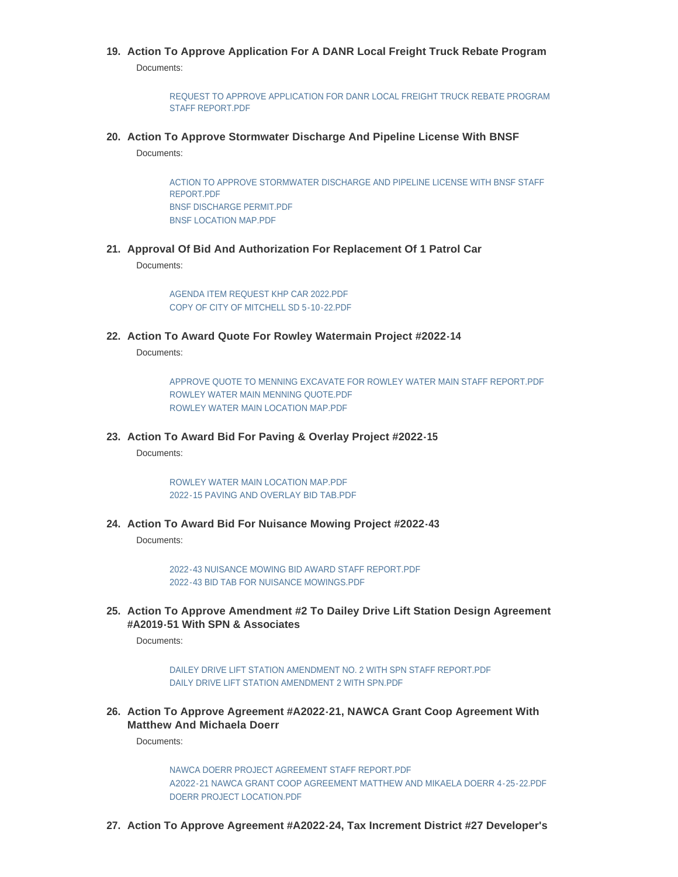19. **Action To Approve Application For A DANR Local Freight Truck Rebate Program**

    Documents:

    REQUEST TO APPROVE APPLICATION FOR DANR LOCAL FREIGHT TRUCK REBATE PROGRAM STAFF REPORT.PDF

20. **Action To Approve Stormwater Discharge And Pipeline License With BNSF**

    Documents:

    ACTION TO APPROVE STORMWATER DISCHARGE AND PIPELINE LICENSE WITH BNSF STAFF REPORT.PDF
    BNSF DISCHARGE PERMIT.PDF
    BNSF LOCATION MAP.PDF

21. **Approval Of Bid And Authorization For Replacement Of 1 Patrol Car**

    Documents:

    AGENDA ITEM REQUEST KHP CAR 2022.PDF
    COPY OF CITY OF MITCHELL SD 5-10-22.PDF

22. **Action To Award Quote For Rowley Watermain Project #2022-14**

    Documents:

    APPROVE QUOTE TO MENNING EXCAVATE FOR ROWLEY WATER MAIN STAFF REPORT.PDF
    ROWLEY WATER MAIN MENNING QUOTE.PDF
    ROWLEY WATER MAIN LOCATION MAP.PDF

23. **Action To Award Bid For Paving & Overlay Project #2022-15**

    Documents:

    ROWLEY WATER MAIN LOCATION MAP.PDF
    2022-15 PAVING AND OVERLAY BID TAB.PDF

24. **Action To Award Bid For Nuisance Mowing Project #2022-43**

    Documents:

    2022-43 NUISANCE MOWING BID AWARD STAFF REPORT.PDF
    2022-43 BID TAB FOR NUISANCE MOWINGS.PDF

25. **Action To Approve Amendment #2 To Dailey Drive Lift Station Design Agreement #A2019-51 With SPN & Associates**

    Documents:

    DAILEY DRIVE LIFT STATION AMENDMENT NO. 2 WITH SPN STAFF REPORT.PDF
    DAILY DRIVE LIFT STATION AMENDMENT 2 WITH SPN.PDF

26. **Action To Approve Agreement #A2022-21, NAWCA Grant Coop Agreement With Matthew And Michaela Doerr**

    Documents:

    NAWCA DOERR PROJECT AGREEMENT STAFF REPORT.PDF
    A2022-21 NAWCA GRANT COOP AGREEMENT MATTHEW AND MIKAELA DOERR 4-25-22.PDF
    DOERR PROJECT LOCATION.PDF

27. **Action To Approve Agreement #A2022-24, Tax Increment District #27 Developer's**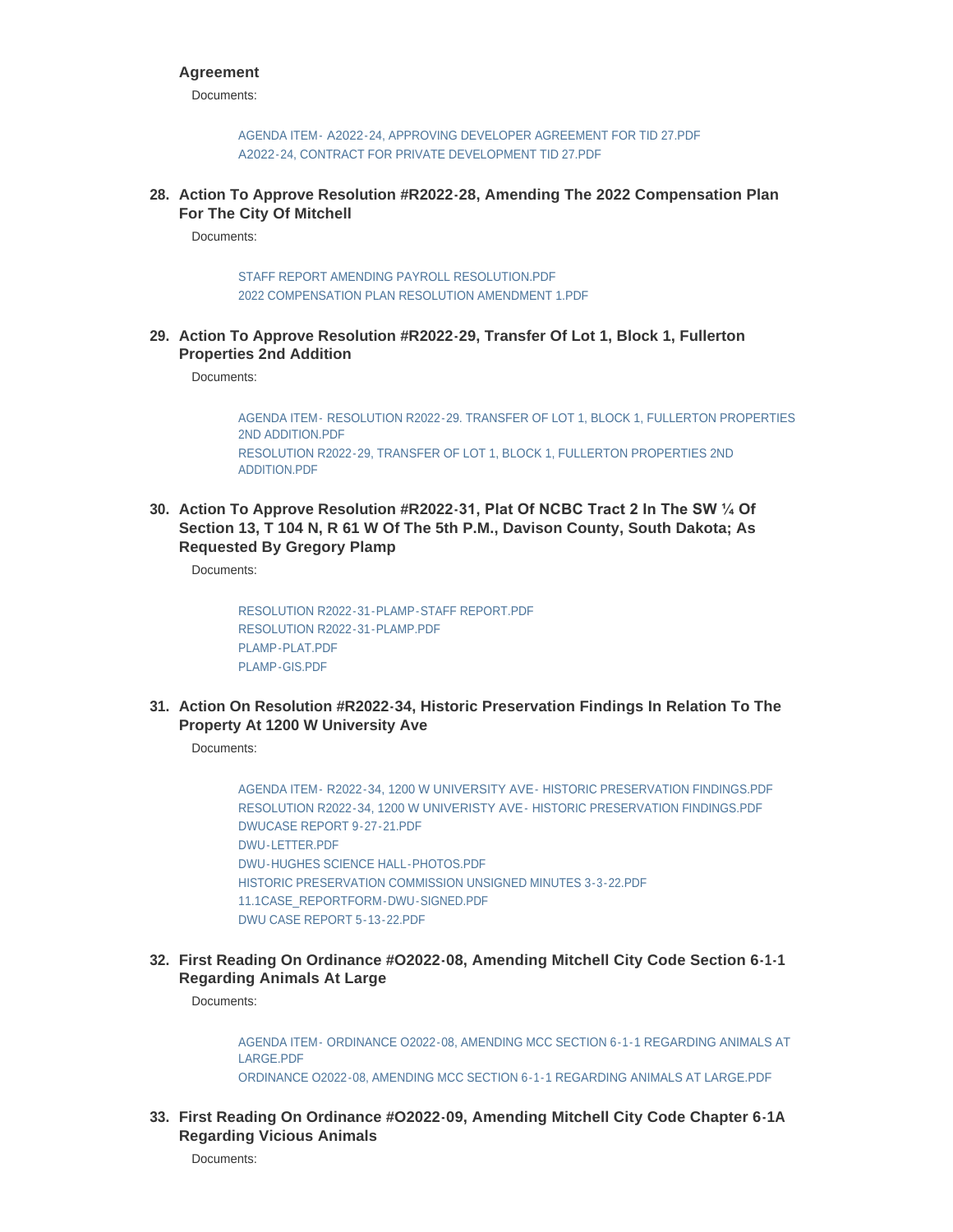**Agreement**

Documents:

AGENDA ITEM- A2022-24, APPROVING DEVELOPER AGREEMENT FOR TID 27.PDF
A2022-24, CONTRACT FOR PRIVATE DEVELOPMENT TID 27.PDF

**28. Action To Approve Resolution #R2022-28, Amending The 2022 Compensation Plan For The City Of Mitchell**

Documents:

STAFF REPORT AMENDING PAYROLL RESOLUTION.PDF
2022 COMPENSATION PLAN RESOLUTION AMENDMENT 1.PDF

**29. Action To Approve Resolution #R2022-29, Transfer Of Lot 1, Block 1, Fullerton Properties 2nd Addition**

Documents:

AGENDA ITEM- RESOLUTION R2022-29. TRANSFER OF LOT 1, BLOCK 1, FULLERTON PROPERTIES 2ND ADDITION.PDF
RESOLUTION R2022-29, TRANSFER OF LOT 1, BLOCK 1, FULLERTON PROPERTIES 2ND ADDITION.PDF

**30. Action To Approve Resolution #R2022-31, Plat Of NCBC Tract 2 In The SW ¼ Of Section 13, T 104 N, R 61 W Of The 5th P.M., Davison County, South Dakota; As Requested By Gregory Plamp**

Documents:

RESOLUTION R2022-31-PLAMP-STAFF REPORT.PDF
RESOLUTION R2022-31-PLAMP.PDF
PLAMP-PLAT.PDF
PLAMP-GIS.PDF

**31. Action On Resolution #R2022-34, Historic Preservation Findings In Relation To The Property At 1200 W University Ave**

Documents:

AGENDA ITEM- R2022-34, 1200 W UNIVERSITY AVE- HISTORIC PRESERVATION FINDINGS.PDF
RESOLUTION R2022-34, 1200 W UNIVERISTY AVE- HISTORIC PRESERVATION FINDINGS.PDF
DWUCASE REPORT 9-27-21.PDF
DWU-LETTER.PDF
DWU-HUGHES SCIENCE HALL-PHOTOS.PDF
HISTORIC PRESERVATION COMMISSION UNSIGNED MINUTES 3-3-22.PDF
11.1CASE_REPORTFORM-DWU-SIGNED.PDF
DWU CASE REPORT 5-13-22.PDF

**32. First Reading On Ordinance #O2022-08, Amending Mitchell City Code Section 6-1-1 Regarding Animals At Large**

Documents:

AGENDA ITEM- ORDINANCE O2022-08, AMENDING MCC SECTION 6-1-1 REGARDING ANIMALS AT LARGE.PDF
ORDINANCE O2022-08, AMENDING MCC SECTION 6-1-1 REGARDING ANIMALS AT LARGE.PDF

**33. First Reading On Ordinance #O2022-09, Amending Mitchell City Code Chapter 6-1A Regarding Vicious Animals**

Documents: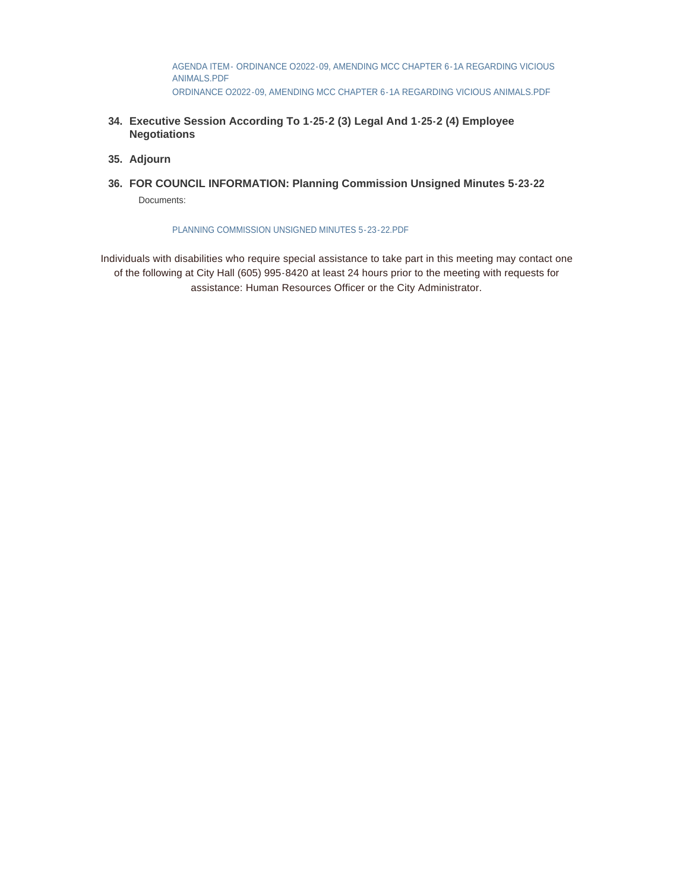AGENDA ITEM- ORDINANCE O2022-09, AMENDING MCC CHAPTER 6-1A REGARDING VICIOUS ANIMALS.PDF
ORDINANCE O2022-09, AMENDING MCC CHAPTER 6-1A REGARDING VICIOUS ANIMALS.PDF

34. **Executive Session According To 1-25-2 (3) Legal And 1-25-2 (4) Employee Negotiations**

35. **Adjourn**

36. **FOR COUNCIL INFORMATION: Planning Commission Unsigned Minutes 5-23-22**

    Documents:

    PLANNING COMMISSION UNSIGNED MINUTES 5-23-22.PDF

Individuals with disabilities who require special assistance to take part in this meeting may contact one of the following at City Hall (605) 995-8420 at least 24 hours prior to the meeting with requests for assistance: Human Resources Officer or the City Administrator.